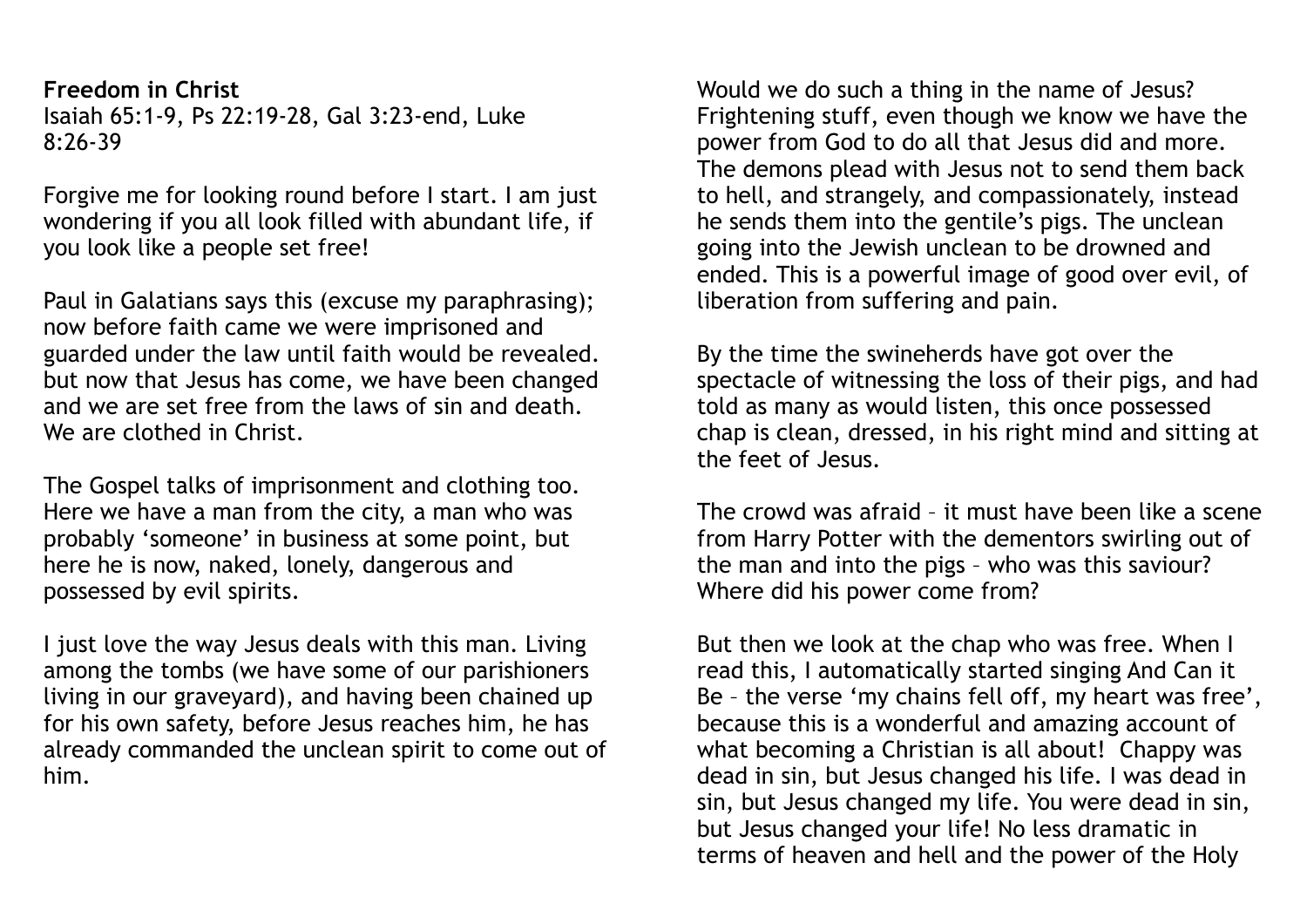**Freedom in Christ**
Isaiah 65:1-9, Ps 22:19-28, Gal 3:23-end, Luke 8:26-39

Forgive me for looking round before I start. I am just wondering if you all look filled with abundant life, if you look like a people set free!

Paul in Galatians says this (excuse my paraphrasing); now before faith came we were imprisoned and guarded under the law until faith would be revealed. but now that Jesus has come, we have been changed and we are set free from the laws of sin and death. We are clothed in Christ.

The Gospel talks of imprisonment and clothing too. Here we have a man from the city, a man who was probably 'someone' in business at some point, but here he is now, naked, lonely, dangerous and possessed by evil spirits.

I just love the way Jesus deals with this man. Living among the tombs (we have some of our parishioners living in our graveyard), and having been chained up for his own safety, before Jesus reaches him, he has already commanded the unclean spirit to come out of him.

Would we do such a thing in the name of Jesus? Frightening stuff, even though we know we have the power from God to do all that Jesus did and more. The demons plead with Jesus not to send them back to hell, and strangely, and compassionately, instead he sends them into the gentile's pigs. The unclean going into the Jewish unclean to be drowned and ended. This is a powerful image of good over evil, of liberation from suffering and pain.

By the time the swineherds have got over the spectacle of witnessing the loss of their pigs, and had told as many as would listen, this once possessed chap is clean, dressed, in his right mind and sitting at the feet of Jesus.

The crowd was afraid – it must have been like a scene from Harry Potter with the dementors swirling out of the man and into the pigs – who was this saviour? Where did his power come from?

But then we look at the chap who was free. When I read this, I automatically started singing And Can it Be – the verse 'my chains fell off, my heart was free', because this is a wonderful and amazing account of what becoming a Christian is all about! Chappy was dead in sin, but Jesus changed his life. I was dead in sin, but Jesus changed my life. You were dead in sin, but Jesus changed your life! No less dramatic in terms of heaven and hell and the power of the Holy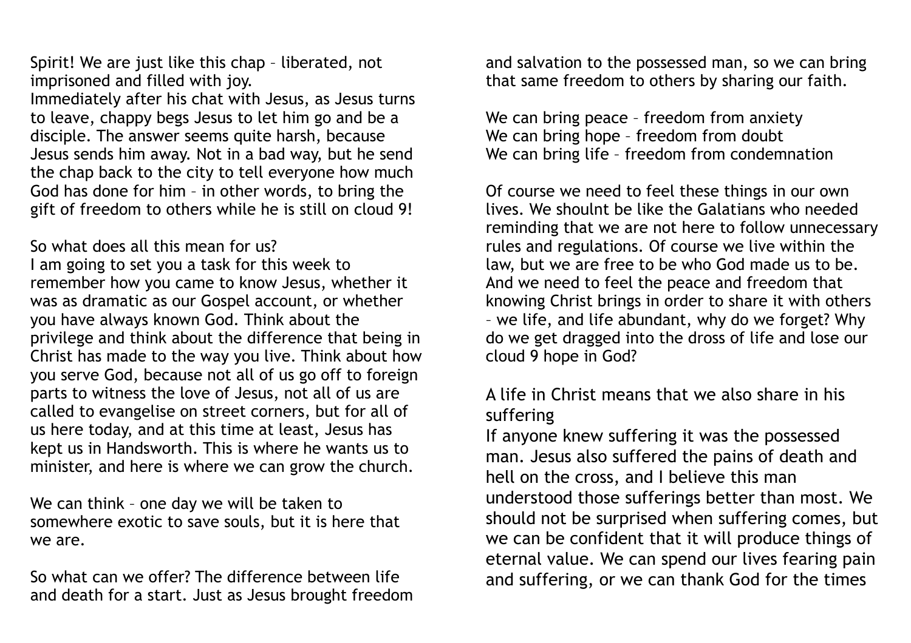Spirit! We are just like this chap – liberated, not imprisoned and filled with joy.
Immediately after his chat with Jesus, as Jesus turns to leave, chappy begs Jesus to let him go and be a disciple. The answer seems quite harsh, because Jesus sends him away. Not in a bad way, but he send the chap back to the city to tell everyone how much God has done for him – in other words, to bring the gift of freedom to others while he is still on cloud 9!

So what does all this mean for us?
I am going to set you a task for this week to remember how you came to know Jesus, whether it was as dramatic as our Gospel account, or whether you have always known God. Think about the privilege and think about the difference that being in Christ has made to the way you live. Think about how you serve God, because not all of us go off to foreign parts to witness the love of Jesus, not all of us are called to evangelise on street corners, but for all of us here today, and at this time at least, Jesus has kept us in Handsworth. This is where he wants us to minister, and here is where we can grow the church.

We can think – one day we will be taken to somewhere exotic to save souls, but it is here that we are.

So what can we offer? The difference between life and death for a start. Just as Jesus brought freedom and salvation to the possessed man, so we can bring that same freedom to others by sharing our faith.

We can bring peace – freedom from anxiety
We can bring hope – freedom from doubt
We can bring life – freedom from condemnation

Of course we need to feel these things in our own lives. We shoulnt be like the Galatians who needed reminding that we are not here to follow unnecessary rules and regulations. Of course we live within the law, but we are free to be who God made us to be. And we need to feel the peace and freedom that knowing Christ brings in order to share it with others – we life, and life abundant, why do we forget? Why do we get dragged into the dross of life and lose our cloud 9 hope in God?

## A life in Christ means that we also share in his suffering

If anyone knew suffering it was the possessed man. Jesus also suffered the pains of death and hell on the cross, and I believe this man understood those sufferings better than most. We should not be surprised when suffering comes, but we can be confident that it will produce things of eternal value. We can spend our lives fearing pain and suffering, or we can thank God for the times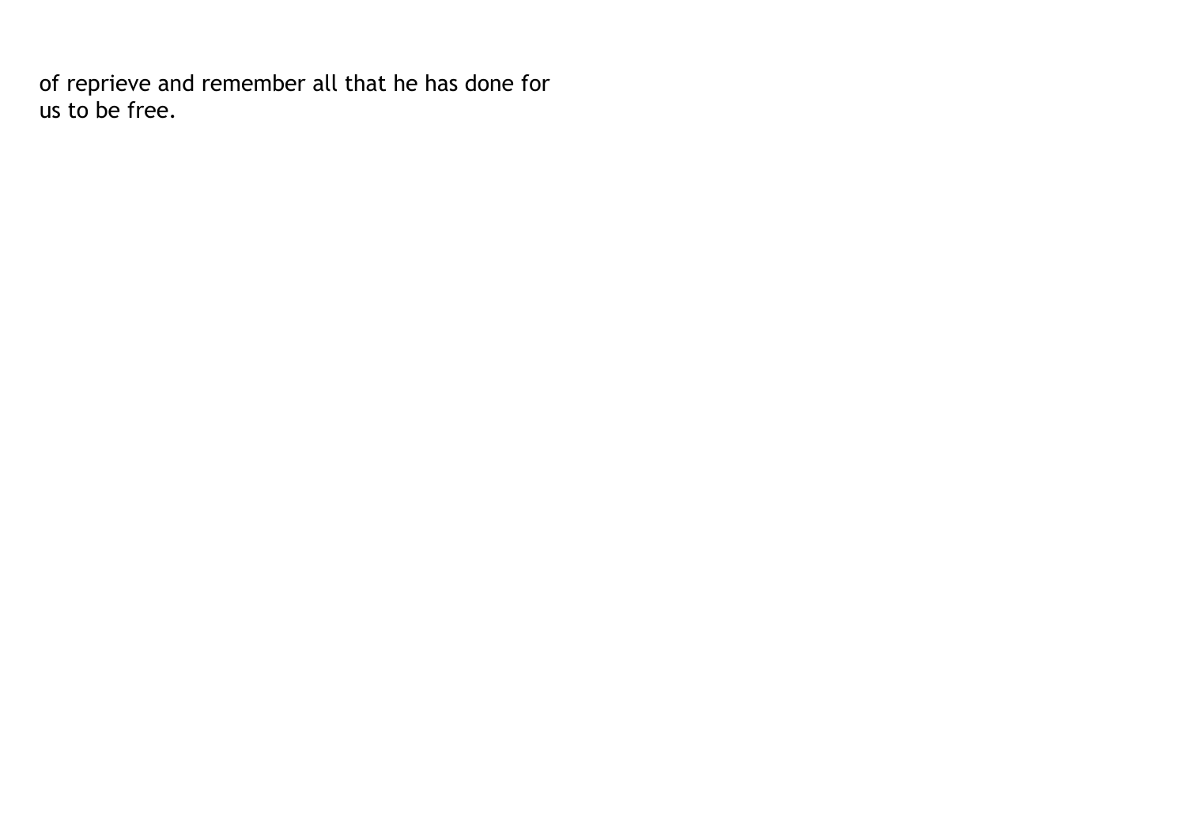of reprieve and remember all that he has done for us to be free.